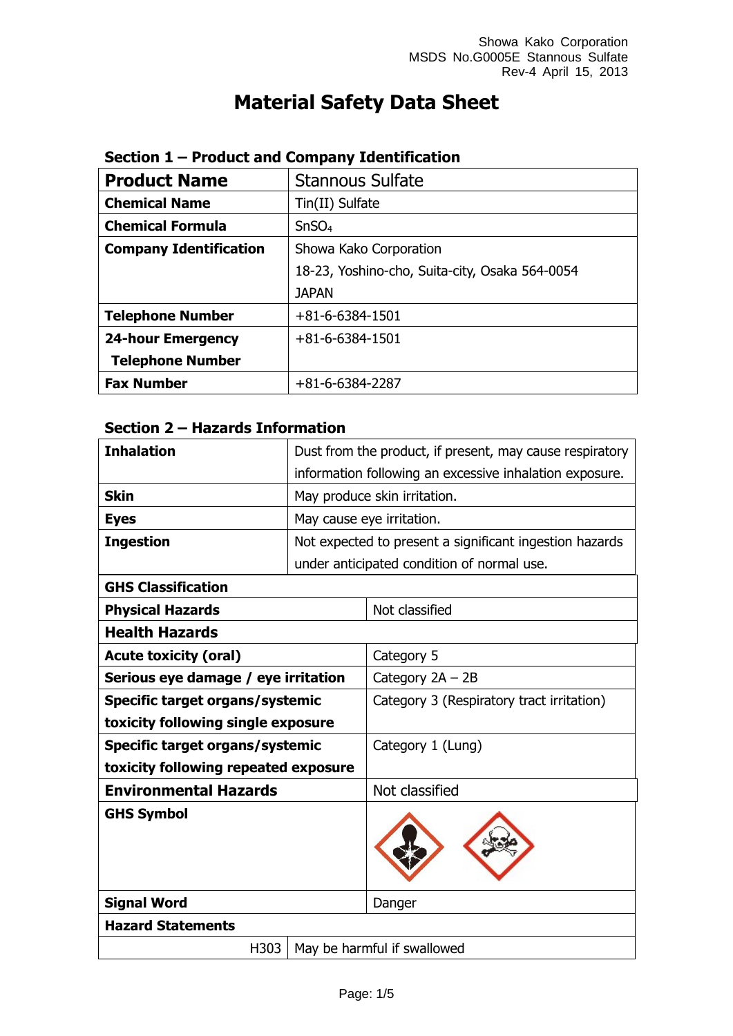Showa Kako Corporation
MSDS No.G0005E Stannous Sulfate
Rev-4 April 15, 2013

# Material Safety Data Sheet

## Section 1 – Product and Company Identification

| **Product Name** | Stannous Sulfate |
|---|---|
| **Chemical Name** | Tin(II) Sulfate |
| **Chemical Formula** | $SnSO_4$ |
| **Company Identification** | Showa Kako Corporation<br>18-23, Yoshino-cho, Suita-city, Osaka 564-0054<br>JAPAN |
| **Telephone Number** | +81-6-6384-1501 |
| **24-hour Emergency Telephone Number** | +81-6-6384-1501 |
| **Fax Number** | +81-6-6384-2287 |

## Section 2 – Hazards Information

| **Inhalation** | Dust from the product, if present, may cause respiratory information following an excessive inhalation exposure. |
|---|---|
| **Skin** | May produce skin irritation. |
| **Eyes** | May cause eye irritation. |
| **Ingestion** | Not expected to present a significant ingestion hazards under anticipated condition of normal use. |

| **GHS Classification** | |
|---|---|
| **Physical Hazards** | Not classified |
| **Health Hazards** | |
| **Acute toxicity (oral)** | Category 5 |
| **Serious eye damage / eye irritation** | Category 2A – 2B |
| **Specific target organs/systemic toxicity following single exposure** | Category 3 (Respiratory tract irritation) |
| **Specific target organs/systemic toxicity following repeated exposure** | Category 1 (Lung) |
| **Environmental Hazards** | Not classified |
| **GHS Symbol** | |
| **Signal Word** | Danger |
| **Hazard Statements** | |
| H303 | May be harmful if swallowed |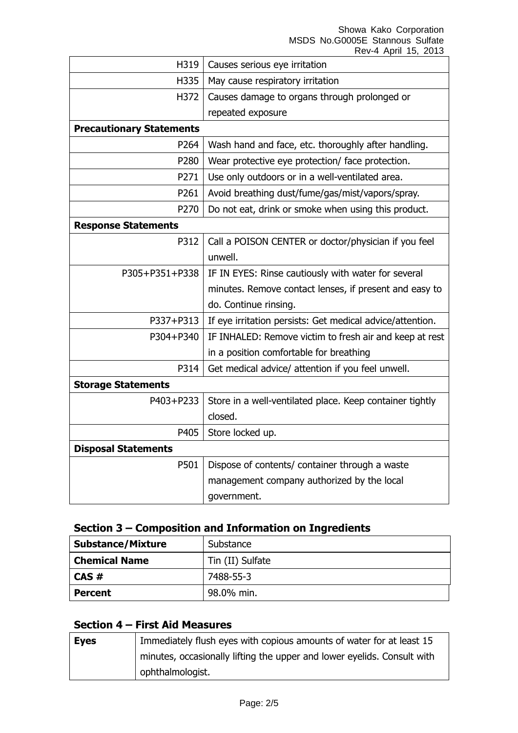| | |
|---|---|
| H319 | Causes serious eye irritation |
| H335 | May cause respiratory irritation |
| H372 | Causes damage to organs through prolonged or repeated exposure |
| **Precautionary Statements** | |
| P264 | Wash hand and face, etc. thoroughly after handling. |
| P280 | Wear protective eye protection/ face protection. |
| P271 | Use only outdoors or in a well-ventilated area. |
| P261 | Avoid breathing dust/fume/gas/mist/vapors/spray. |
| P270 | Do not eat, drink or smoke when using this product. |
| **Response Statements** | |
| P312 | Call a POISON CENTER or doctor/physician if you feel unwell. |
| P305+P351+P338 | IF IN EYES: Rinse cautiously with water for several minutes. Remove contact lenses, if present and easy to do. Continue rinsing. |
| P337+P313 | If eye irritation persists: Get medical advice/attention. |
| P304+P340 | IF INHALED: Remove victim to fresh air and keep at rest in a position comfortable for breathing |
| P314 | Get medical advice/ attention if you feel unwell. |
| **Storage Statements** | |
| P403+P233 | Store in a well-ventilated place. Keep container tightly closed. |
| P405 | Store locked up. |
| **Disposal Statements** | |
| P501 | Dispose of contents/ container through a waste management company authorized by the local government. |

## Section 3 – Composition and Information on Ingredients

| | |
|---|---|
| **Substance/Mixture** | Substance |
| **Chemical Name** | Tin (II) Sulfate |
| **CAS #** | 7488-55-3 |
| **Percent** | 98.0% min. |

## Section 4 – First Aid Measures

| | |
|---|---|
| **Eyes** | Immediately flush eyes with copious amounts of water for at least 15 minutes, occasionally lifting the upper and lower eyelids. Consult with ophthalmologist. |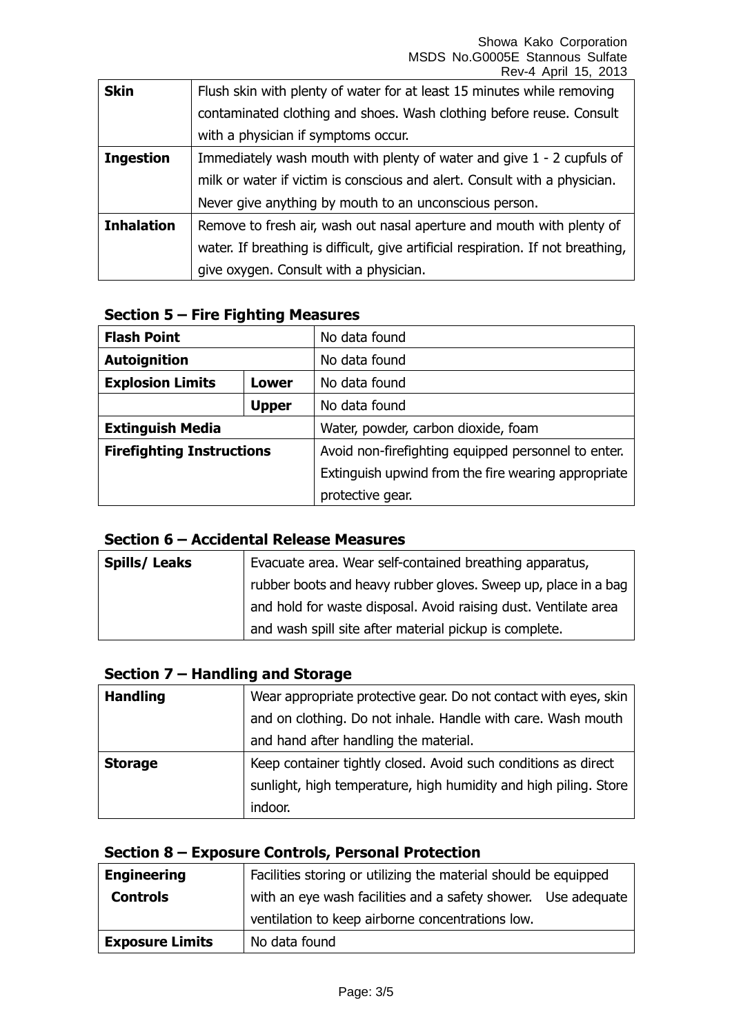| | |
|---|---|
| **Skin** | Flush skin with plenty of water for at least 15 minutes while removing contaminated clothing and shoes. Wash clothing before reuse. Consult with a physician if symptoms occur. |
| **Ingestion** | Immediately wash mouth with plenty of water and give 1 - 2 cupfuls of milk or water if victim is conscious and alert. Consult with a physician. Never give anything by mouth to an unconscious person. |
| **Inhalation** | Remove to fresh air, wash out nasal aperture and mouth with plenty of water. If breathing is difficult, give artificial respiration. If not breathing, give oxygen. Consult with a physician. |

## Section 5 – Fire Fighting Measures

| | | |
|---|---|---|
| **Flash Point** | | No data found |
| **Autoignition** | | No data found |
| **Explosion Limits** | **Lower** | No data found |
| | **Upper** | No data found |
| **Extinguish Media** | | Water, powder, carbon dioxide, foam |
| **Firefighting Instructions** | | Avoid non-firefighting equipped personnel to enter. Extinguish upwind from the fire wearing appropriate protective gear. |

## Section 6 – Accidental Release Measures

| | |
|---|---|
| **Spills/ Leaks** | Evacuate area. Wear self-contained breathing apparatus, rubber boots and heavy rubber gloves. Sweep up, place in a bag and hold for waste disposal. Avoid raising dust. Ventilate area and wash spill site after material pickup is complete. |

## Section 7 – Handling and Storage

| | |
|---|---|
| **Handling** | Wear appropriate protective gear. Do not contact with eyes, skin and on clothing. Do not inhale. Handle with care. Wash mouth and hand after handling the material. |
| **Storage** | Keep container tightly closed. Avoid such conditions as direct sunlight, high temperature, high humidity and high piling. Store indoor. |

## Section 8 – Exposure Controls, Personal Protection

| | |
|---|---|
| **Engineering Controls** | Facilities storing or utilizing the material should be equipped with an eye wash facilities and a safety shower. Use adequate ventilation to keep airborne concentrations low. |
| **Exposure Limits** | No data found |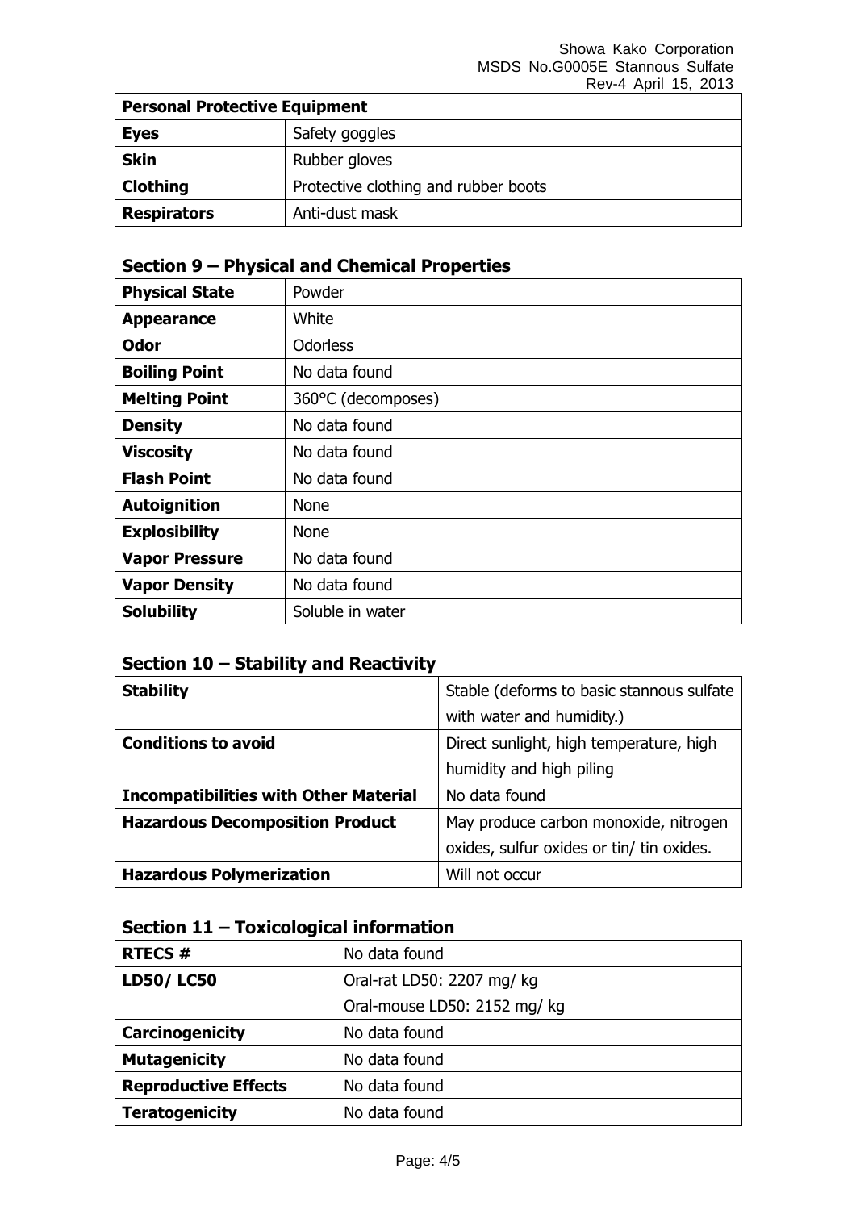| **Personal Protective Equipment** | |
|---|---|
| **Eyes** | Safety goggles |
| **Skin** | Rubber gloves |
| **Clothing** | Protective clothing and rubber boots |
| **Respirators** | Anti-dust mask |

## Section 9 – Physical and Chemical Properties

| **Physical State** | Powder |
|---|---|
| **Appearance** | White |
| **Odor** | Odorless |
| **Boiling Point** | No data found |
| **Melting Point** | 360°C (decomposes) |
| **Density** | No data found |
| **Viscosity** | No data found |
| **Flash Point** | No data found |
| **Autoignition** | None |
| **Explosibility** | None |
| **Vapor Pressure** | No data found |
| **Vapor Density** | No data found |
| **Solubility** | Soluble in water |

## Section 10 – Stability and Reactivity

| **Stability** | Stable (deforms to basic stannous sulfate with water and humidity.) |
|---|---|
| **Conditions to avoid** | Direct sunlight, high temperature, high humidity and high piling |
| **Incompatibilities with Other Material** | No data found |
| **Hazardous Decomposition Product** | May produce carbon monoxide, nitrogen oxides, sulfur oxides or tin/ tin oxides. |
| **Hazardous Polymerization** | Will not occur |

## Section 11 – Toxicological information

| **RTECS #** | No data found |
|---|---|
| **LD50/ LC50** | Oral-rat LD50: 2207 mg/ kg<br>Oral-mouse LD50: 2152 mg/ kg |
| **Carcinogenicity** | No data found |
| **Mutagenicity** | No data found |
| **Reproductive Effects** | No data found |
| **Teratogenicity** | No data found |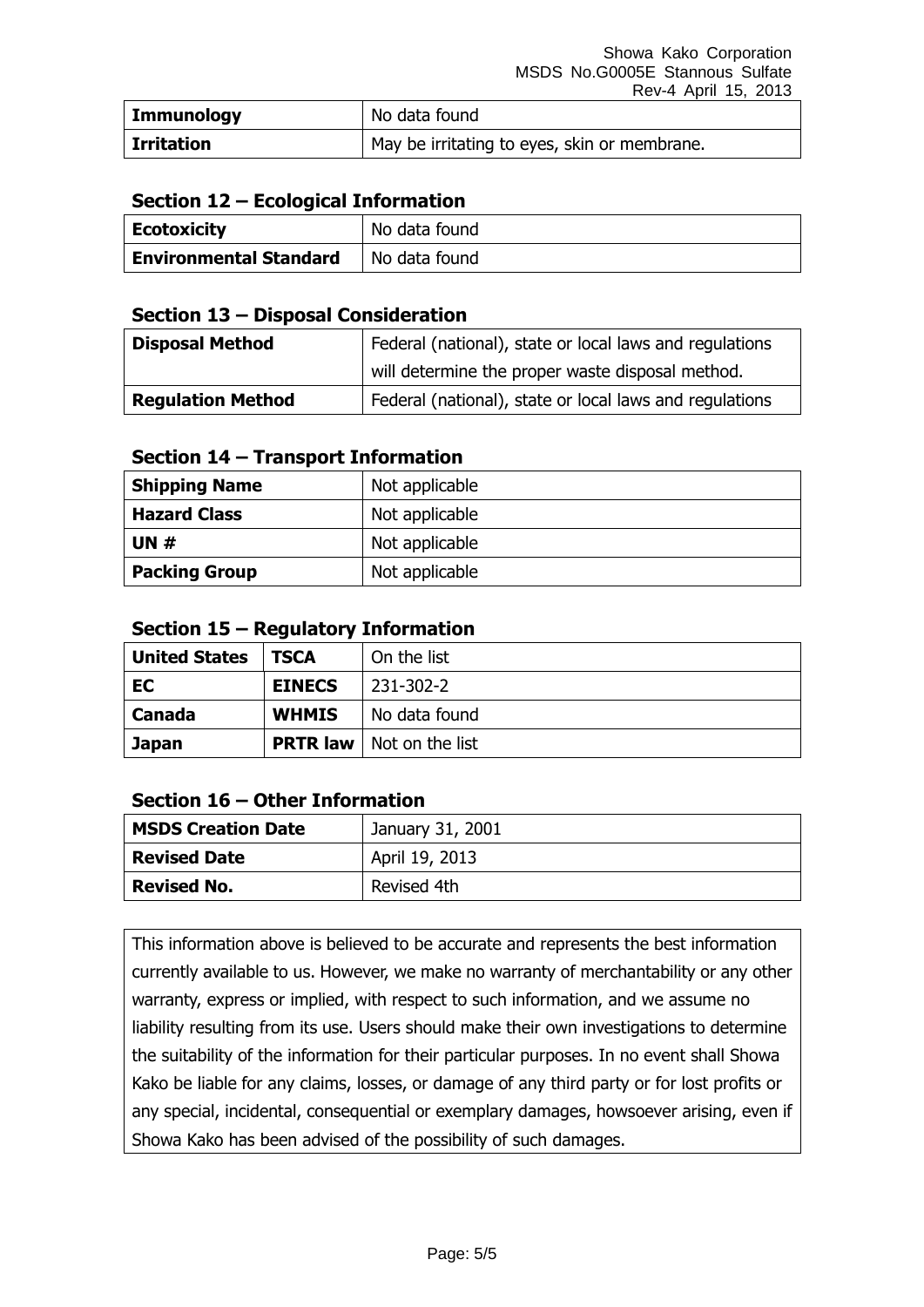| | |
|---|---|
| **Immunology** | No data found |
| **Irritation** | May be irritating to eyes, skin or membrane. |

### Section 12 – Ecological Information

| | |
|---|---|
| **Ecotoxicity** | No data found |
| **Environmental Standard** | No data found |

### Section 13 – Disposal Consideration

| | |
|---|---|
| **Disposal Method** | Federal (national), state or local laws and regulations will determine the proper waste disposal method. |
| **Regulation Method** | Federal (national), state or local laws and regulations |

### Section 14 – Transport Information

| | |
|---|---|
| **Shipping Name** | Not applicable |
| **Hazard Class** | Not applicable |
| **UN #** | Not applicable |
| **Packing Group** | Not applicable |

### Section 15 – Regulatory Information

| | | |
|---|---|---|
| **United States** | **TSCA** | On the list |
| **EC** | **EINECS** | 231-302-2 |
| **Canada** | **WHMIS** | No data found |
| **Japan** | **PRTR law** | Not on the list |

### Section 16 – Other Information

| | |
|---|---|
| **MSDS Creation Date** | January 31, 2001 |
| **Revised Date** | April 19, 2013 |
| **Revised No.** | Revised 4th |

This information above is believed to be accurate and represents the best information currently available to us. However, we make no warranty of merchantability or any other warranty, express or implied, with respect to such information, and we assume no liability resulting from its use. Users should make their own investigations to determine the suitability of the information for their particular purposes. In no event shall Showa Kako be liable for any claims, losses, or damage of any third party or for lost profits or any special, incidental, consequential or exemplary damages, howsoever arising, even if Showa Kako has been advised of the possibility of such damages.